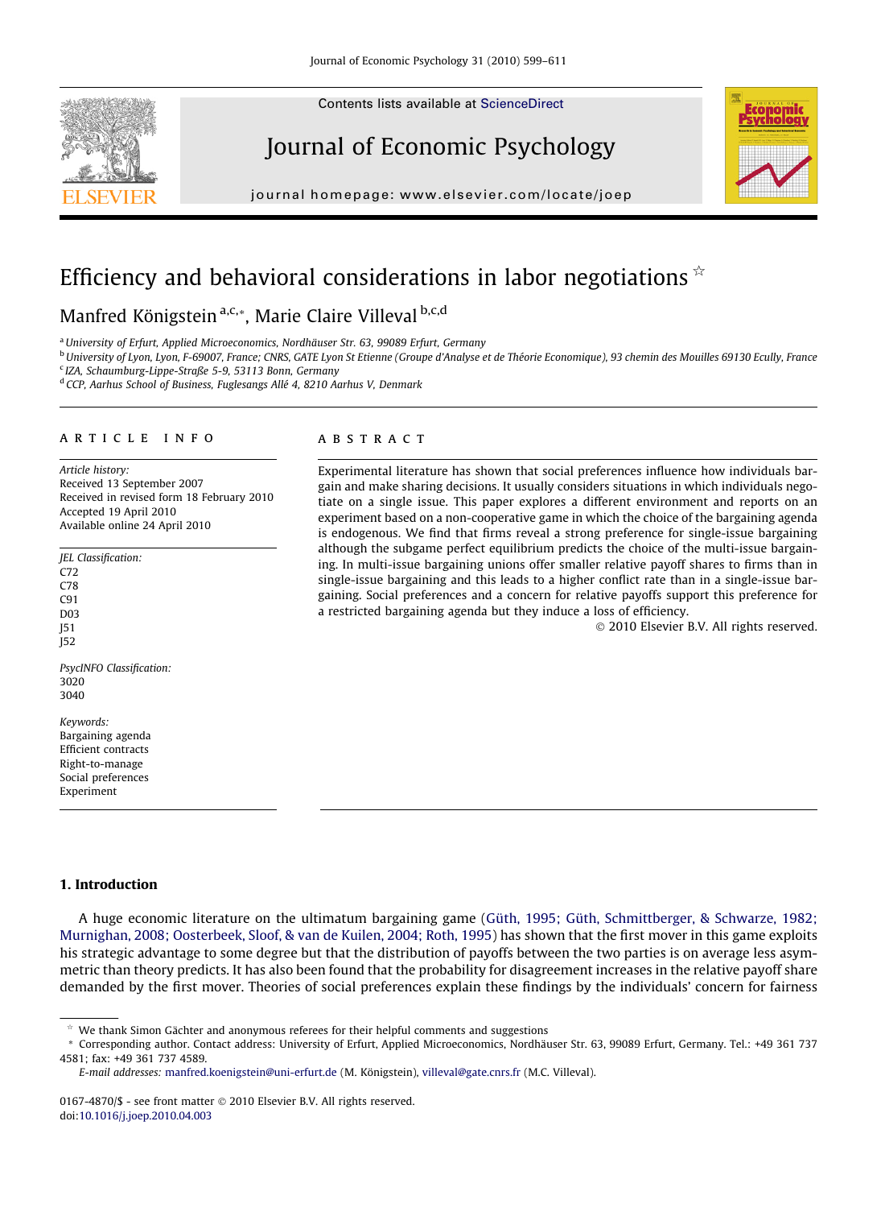Contents lists available at ScienceDirect

# Journal of Economic Psychology

journal homepage: www.elsevier.com/locate/joep

# Efficiency and behavioral considerations in labor negotiations ☆

Manfred Königstein [a,c,*], Marie Claire Villeval [b,c,d]

[a] University of Erfurt, Applied Microeconomics, Nordhäuser Str. 63, 99089 Erfurt, Germany
[b] University of Lyon, Lyon, F-69007, France; CNRS, GATE Lyon St Etienne (Groupe d'Analyse et de Théorie Economique), 93 chemin des Mouilles 69130 Ecully, France
[c] IZA, Schaumburg-Lippe-Straße 5-9, 53113 Bonn, Germany
[d] CCP, Aarhus School of Business, Fuglesangs Allé 4, 8210 Aarhus V, Denmark

## ARTICLE INFO

*Article history:*
Received 13 September 2007
Received in revised form 18 February 2010
Accepted 19 April 2010
Available online 24 April 2010

*JEL Classification:*
C72
C78
C91
D03
J51
J52

*PsycINFO Classification:*
3020
3040

*Keywords:*
Bargaining agenda
Efficient contracts
Right-to-manage
Social preferences
Experiment

## ABSTRACT

Experimental literature has shown that social preferences influence how individuals bargain and make sharing decisions. It usually considers situations in which individuals negotiate on a single issue. This paper explores a different environment and reports on an experiment based on a non-cooperative game in which the choice of the bargaining agenda is endogenous. We find that firms reveal a strong preference for single-issue bargaining although the subgame perfect equilibrium predicts the choice of the multi-issue bargaining. In multi-issue bargaining unions offer smaller relative payoff shares to firms than in single-issue bargaining and this leads to a higher conflict rate than in a single-issue bargaining. Social preferences and a concern for relative payoffs support this preference for a restricted bargaining agenda but they induce a loss of efficiency.

© 2010 Elsevier B.V. All rights reserved.

## 1. Introduction

A huge economic literature on the ultimatum bargaining game (Güth, 1995; Güth, Schmittberger, & Schwarze, 1982; Murnighan, 2008; Oosterbeek, Sloof, & van de Kuilen, 2004; Roth, 1995) has shown that the first mover in this game exploits his strategic advantage to some degree but that the distribution of payoffs between the two parties is on average less asymmetric than theory predicts. It has also been found that the probability for disagreement increases in the relative payoff share demanded by the first mover. Theories of social preferences explain these findings by the individuals' concern for fairness

---

☆ We thank Simon Gächter and anonymous referees for their helpful comments and suggestions
* Corresponding author. Contact address: University of Erfurt, Applied Microeconomics, Nordhäuser Str. 63, 99089 Erfurt, Germany. Tel.: +49 361 737 4581; fax: +49 361 737 4589.
*E-mail addresses:* manfred.koenigstein@uni-erfurt.de (M. Königstein), villeval@gate.cnrs.fr (M.C. Villeval).

0167-4870/$ - see front matter © 2010 Elsevier B.V. All rights reserved.
doi:10.1016/j.joep.2010.04.003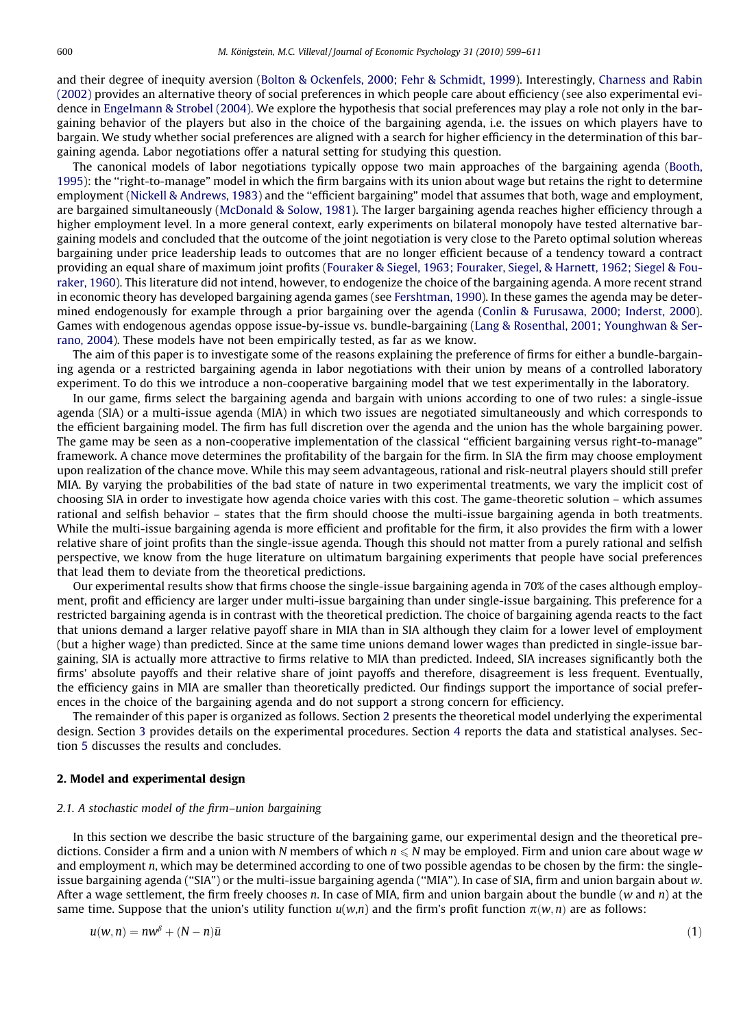and their degree of inequity aversion (Bolton & Ockenfels, 2000; Fehr & Schmidt, 1999). Interestingly, Charness and Rabin (2002) provides an alternative theory of social preferences in which people care about efficiency (see also experimental evidence in Engelmann & Strobel (2004). We explore the hypothesis that social preferences may play a role not only in the bargaining behavior of the players but also in the choice of the bargaining agenda, i.e. the issues on which players have to bargain. We study whether social preferences are aligned with a search for higher efficiency in the determination of this bargaining agenda. Labor negotiations offer a natural setting for studying this question.

The canonical models of labor negotiations typically oppose two main approaches of the bargaining agenda (Booth, 1995): the "right-to-manage" model in which the firm bargains with its union about wage but retains the right to determine employment (Nickell & Andrews, 1983) and the "efficient bargaining" model that assumes that both, wage and employment, are bargained simultaneously (McDonald & Solow, 1981). The larger bargaining agenda reaches higher efficiency through a higher employment level. In a more general context, early experiments on bilateral monopoly have tested alternative bargaining models and concluded that the outcome of the joint negotiation is very close to the Pareto optimal solution whereas bargaining under price leadership leads to outcomes that are no longer efficient because of a tendency toward a contract providing an equal share of maximum joint profits (Fouraker & Siegel, 1963; Fouraker, Siegel, & Harnett, 1962; Siegel & Fouraker, 1960). This literature did not intend, however, to endogenize the choice of the bargaining agenda. A more recent strand in economic theory has developed bargaining agenda games (see Fershtman, 1990). In these games the agenda may be determined endogenously for example through a prior bargaining over the agenda (Conlin & Furusawa, 2000; Inderst, 2000). Games with endogenous agendas oppose issue-by-issue vs. bundle-bargaining (Lang & Rosenthal, 2001; Younghwan & Serrano, 2004). These models have not been empirically tested, as far as we know.

The aim of this paper is to investigate some of the reasons explaining the preference of firms for either a bundle-bargaining agenda or a restricted bargaining agenda in labor negotiations with their union by means of a controlled laboratory experiment. To do this we introduce a non-cooperative bargaining model that we test experimentally in the laboratory.

In our game, firms select the bargaining agenda and bargain with unions according to one of two rules: a single-issue agenda (SIA) or a multi-issue agenda (MIA) in which two issues are negotiated simultaneously and which corresponds to the efficient bargaining model. The firm has full discretion over the agenda and the union has the whole bargaining power. The game may be seen as a non-cooperative implementation of the classical "efficient bargaining versus right-to-manage" framework. A chance move determines the profitability of the bargain for the firm. In SIA the firm may choose employment upon realization of the chance move. While this may seem advantageous, rational and risk-neutral players should still prefer MIA. By varying the probabilities of the bad state of nature in two experimental treatments, we vary the implicit cost of choosing SIA in order to investigate how agenda choice varies with this cost. The game-theoretic solution – which assumes rational and selfish behavior – states that the firm should choose the multi-issue bargaining agenda in both treatments. While the multi-issue bargaining agenda is more efficient and profitable for the firm, it also provides the firm with a lower relative share of joint profits than the single-issue agenda. Though this should not matter from a purely rational and selfish perspective, we know from the huge literature on ultimatum bargaining experiments that people have social preferences that lead them to deviate from the theoretical predictions.

Our experimental results show that firms choose the single-issue bargaining agenda in 70% of the cases although employment, profit and efficiency are larger under multi-issue bargaining than under single-issue bargaining. This preference for a restricted bargaining agenda is in contrast with the theoretical prediction. The choice of bargaining agenda reacts to the fact that unions demand a larger relative payoff share in MIA than in SIA although they claim for a lower level of employment (but a higher wage) than predicted. Since at the same time unions demand lower wages than predicted in single-issue bargaining, SIA is actually more attractive to firms relative to MIA than predicted. Indeed, SIA increases significantly both the firms' absolute payoffs and their relative share of joint payoffs and therefore, disagreement is less frequent. Eventually, the efficiency gains in MIA are smaller than theoretically predicted. Our findings support the importance of social preferences in the choice of the bargaining agenda and do not support a strong concern for efficiency.

The remainder of this paper is organized as follows. Section 2 presents the theoretical model underlying the experimental design. Section 3 provides details on the experimental procedures. Section 4 reports the data and statistical analyses. Section 5 discusses the results and concludes.

## 2. Model and experimental design

### 2.1. A stochastic model of the firm–union bargaining

In this section we describe the basic structure of the bargaining game, our experimental design and the theoretical predictions. Consider a firm and a union with $N$ members of which $n \leqslant N$ may be employed. Firm and union care about wage $w$ and employment $n$, which may be determined according to one of two possible agendas to be chosen by the firm: the single-issue bargaining agenda ("SIA") or the multi-issue bargaining agenda ("MIA"). In case of SIA, firm and union bargain about $w$. After a wage settlement, the firm freely chooses $n$. In case of MIA, firm and union bargain about the bundle ($w$ and $n$) at the same time. Suppose that the union's utility function $u(w,n)$ and the firm's profit function $\pi(w,n)$ are as follows:

$$u(w,n) = nw^{\beta} + (N-n)\bar{u} \tag{1}$$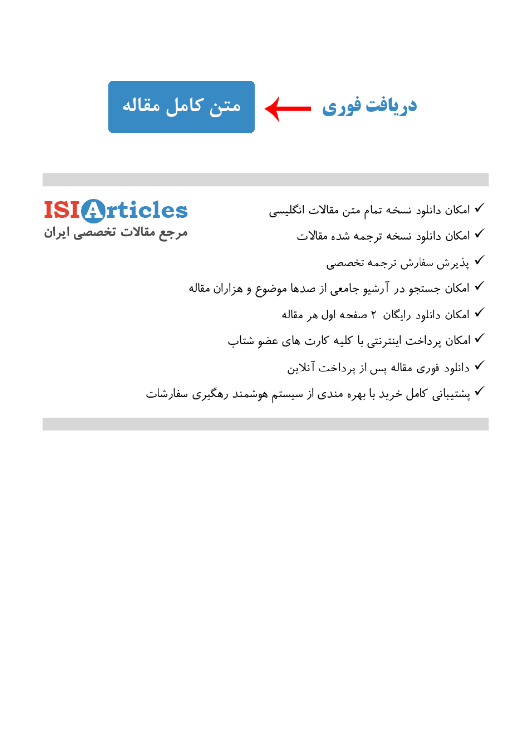دریافت فوری ← متن کامل مقاله

**ISIArticles**
مرجع مقالات تخصصی ایران

- ✓ امکان دانلود نسخه تمام متن مقالات انگلیسی
- ✓ امکان دانلود نسخه ترجمه شده مقالات
- ✓ پذیرش سفارش ترجمه تخصصی
- ✓ امکان جستجو در آرشیو جامعی از صدها موضوع و هزاران مقاله
- ✓ امکان دانلود رایگان ۲ صفحه اول هر مقاله
- ✓ امکان پرداخت اینترنتی با کلیه کارت های عضو شتاب
- ✓ دانلود فوری مقاله پس از پرداخت آنلاین
- ✓ پشتیبانی کامل خرید با بهره مندی از سیستم هوشمند رهگیری سفارشات